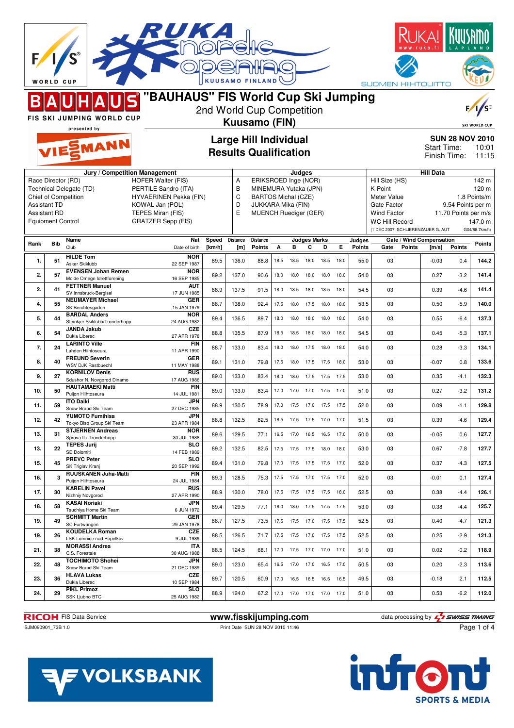# "BAUHAUS" FIS World Cup Ski Jumping

2nd World Cup Competition

**Kuusamo (FIN)**

FIS SKI JUMPING WORLD CUP presented by VIESSMANN

## Large Hill Individual
## Results Qualification

**SUN 28 NOV 2010**
Start Time: 10:01
Finish Time: 11:15

| Jury / Competition Management | | Judges | | Hill Data | |
|---|---|---|---|---|---|
| Race Director (RD) | HOFER Walter (FIS) | A | ERIKSROED Inge (NOR) | Hill Size (HS) | 142 m |
| Technical Delegate (TD) | PERTILE Sandro (ITA) | B | MINEMURA Yutaka (JPN) | K-Point | 120 m |
| Chief of Competition | HYVAERINEN Pekka (FIN) | C | BARTOS Michal (CZE) | Meter Value | 1.8 Points/m |
| Assistant TD | KOWAL Jan (POL) | D | JUKKARA Mika (FIN) | Gate Factor | 9.54 Points per m |
| Assistant RD | TEPES Miran (FIS) | E | MUENCH Ruediger (GER) | Wind Factor | 11.70 Points per m/s |
| Equipment Control | GRATZER Sepp (FIS) | | | WC Hill Record | 147.0 m |
| | | | | (1 DEC 2007 SCHLIERENZAUER G. AUT | G04/88.7km/h) |

| Rank | Bib | Name / Club | Nat / Date of birth | Speed [km/h] | Distance [m] | Distance Points | A | B | C | D | E | Judges Points | Gate | Gate Points | Wind [m/s] | Wind Points | Points |
|---|---|---|---|---|---|---|---|---|---|---|---|---|---|---|---|---|---|
| 1. | 51 | **HILDE Tom** Asker Skiklubb | **NOR** 22 SEP 1987 | 89.5 | 136.0 | 88.8 | 18.5 | 18.5 | 18.0 | 18.5 | 18.0 | 55.0 | 03 | | -0.03 | 0.4 | **144.2** |
| 2. | 57 | **EVENSEN Johan Remen** Molde Omegn Idrettforening | **NOR** 16 SEP 1985 | 89.2 | 137.0 | 90.6 | 18.0 | 18.0 | 18.0 | 18.0 | 18.0 | 54.0 | 03 | | 0.27 | -3.2 | **141.4** |
| 2. | 41 | **FETTNER Manuel** SV Innsbruck-Bergisel | **AUT** 17 JUN 1985 | 88.9 | 137.5 | 91.5 | 18.0 | 18.5 | 18.0 | 18.5 | 18.0 | 54.5 | 03 | | 0.39 | -4.6 | **141.4** |
| 4. | 55 | **NEUMAYER Michael** SK Berchtesgaden | **GER** 15 JAN 1979 | 88.7 | 138.0 | 92.4 | 17.5 | 18.0 | 17.5 | 18.0 | 18.0 | 53.5 | 03 | | 0.50 | -5.9 | **140.0** |
| 5. | 44 | **BARDAL Anders** Steinkjer Skiklubb/Tronderhopp | **NOR** 24 AUG 1982 | 89.4 | 136.5 | 89.7 | 18.0 | 18.0 | 18.0 | 18.0 | 18.0 | 54.0 | 03 | | 0.55 | -6.4 | **137.3** |
| 6. | 54 | **JANDA Jakub** Dukla Liberec | **CZE** 27 APR 1978 | 88.8 | 135.5 | 87.9 | 18.5 | 18.5 | 18.0 | 18.0 | 18.0 | 54.5 | 03 | | 0.45 | -5.3 | **137.1** |
| 7. | 24 | **LARINTO Ville** Lahden Hiihtoseura | **FIN** 11 APR 1990 | 88.7 | 133.0 | 83.4 | 18.0 | 18.0 | 17.5 | 18.0 | 18.0 | 54.0 | 03 | | 0.28 | -3.3 | **134.1** |
| 8. | 40 | **FREUND Severin** WSV DJK Rastbuechl | **GER** 11 MAY 1988 | 89.1 | 131.0 | 79.8 | 17.5 | 18.0 | 17.5 | 17.5 | 18.0 | 53.0 | 03 | | -0.07 | 0.8 | **133.6** |
| 9. | 27 | **KORNILOV Denis** Sdushor N. Novgorod Dinamo | **RUS** 17 AUG 1986 | 89.0 | 133.0 | 83.4 | 18.0 | 18.0 | 17.5 | 17.5 | 17.5 | 53.0 | 03 | | 0.35 | -4.1 | **132.3** |
| 10. | 50 | **HAUTAMAEKI Matti** Puijon Hiihtoseura | **FIN** 14 JUL 1981 | 89.0 | 133.0 | 83.4 | 17.0 | 17.0 | 17.0 | 17.5 | 17.0 | 51.0 | 03 | | 0.27 | -3.2 | **131.2** |
| 11. | 59 | **ITO Daiki** Snow Brand Ski Team | **JPN** 27 DEC 1985 | 88.9 | 130.5 | 78.9 | 17.0 | 17.5 | 17.0 | 17.5 | 17.5 | 52.0 | 03 | | 0.09 | -1.1 | **129.8** |
| 12. | 42 | **YUMOTO Fumihisa** Tokyo Biso Group Ski Team | **JPN** 23 APR 1984 | 88.8 | 132.5 | 82.5 | 16.5 | 17.5 | 17.5 | 17.0 | 17.0 | 51.5 | 03 | | 0.39 | -4.6 | **129.4** |
| 13. | 31 | **STJERNEN Andreas** Sprova IL/ Tronderhopp | **NOR** 30 JUL 1988 | 89.6 | 129.5 | 77.1 | 16.5 | 17.0 | 16.5 | 16.5 | 17.0 | 50.0 | 03 | | -0.05 | 0.6 | **127.7** |
| 13. | 22 | **TEPES Jurij** SD Dolomiti | **SLO** 14 FEB 1989 | 89.2 | 132.5 | 82.5 | 17.5 | 17.5 | 17.5 | 18.0 | 18.0 | 53.0 | 03 | | 0.67 | -7.8 | **127.7** |
| 15. | 45 | **PREVC Peter** SK Triglav Kranj | **SLO** 20 SEP 1992 | 89.4 | 131.0 | 79.8 | 17.0 | 17.5 | 17.5 | 17.5 | 17.0 | 52.0 | 03 | | 0.37 | -4.3 | **127.5** |
| 16. | 3 | **RUUSKANEN Juha-Matti** Puijon Hiihtoseura | **FIN** 24 JUL 1984 | 89.3 | 128.5 | 75.3 | 17.5 | 17.5 | 17.0 | 17.5 | 17.0 | 52.0 | 03 | | -0.01 | 0.1 | **127.4** |
| 17. | 30 | **KARELIN Pavel** Nizhniy Novgorod | **RUS** 27 APR 1990 | 88.9 | 130.0 | 78.0 | 17.5 | 17.5 | 17.5 | 17.5 | 18.0 | 52.5 | 03 | | 0.38 | -4.4 | **126.1** |
| 18. | 58 | **KASAI Noriaki** Tsuchiya Home Ski Team | **JPN** 6 JUN 1972 | 89.4 | 129.5 | 77.1 | 18.0 | 18.0 | 17.5 | 17.5 | 17.5 | 53.0 | 03 | | 0.38 | -4.4 | **125.7** |
| 19. | 49 | **SCHMITT Martin** SC Furtwangen | **GER** 29 JAN 1978 | 88.7 | 127.5 | 73.5 | 17.5 | 17.5 | 17.0 | 17.5 | 17.5 | 52.5 | 03 | | 0.40 | -4.7 | **121.3** |
| 19. | 26 | **KOUDELKA Roman** LSK Lomnice nad Popelkov | **CZE** 9 JUL 1989 | 88.5 | 126.5 | 71.7 | 17.5 | 17.5 | 17.0 | 17.5 | 17.5 | 52.5 | 03 | | 0.25 | -2.9 | **121.3** |
| 21. | 38 | **MORASSI Andrea** C.S. Forestale | **ITA** 30 AUG 1988 | 88.5 | 124.5 | 68.1 | 17.0 | 17.5 | 17.0 | 17.0 | 17.0 | 51.0 | 03 | | 0.02 | -0.2 | **118.9** |
| 22. | 48 | **TOCHIMOTO Shohei** Snow Brand Ski Team | **JPN** 21 DEC 1989 | 89.0 | 123.0 | 65.4 | 16.5 | 17.0 | 17.0 | 16.5 | 17.0 | 50.5 | 03 | | 0.20 | -2.3 | **113.6** |
| 23. | 36 | **HLAVA Lukas** Dukla Liberec | **CZE** 10 SEP 1984 | 89.7 | 120.5 | 60.9 | 17.0 | 16.5 | 16.5 | 16.5 | 16.5 | 49.5 | 03 | | -0.18 | 2.1 | **112.5** |
| 24. | 29 | **PIKL Primoz** SSK Ljubno BTC | **SLO** 25 AUG 1982 | 88.9 | 124.0 | 67.2 | 17.0 | 17.0 | 17.0 | 17.0 | 17.0 | 51.0 | 03 | | 0.53 | -6.2 | **112.0** |

RICOH FIS Data Service — www.fisskijumping.com — data processing by SWISS TIMING

SJM090901_73B 1.0 — Print Date SUN 28 NOV 2010 11:46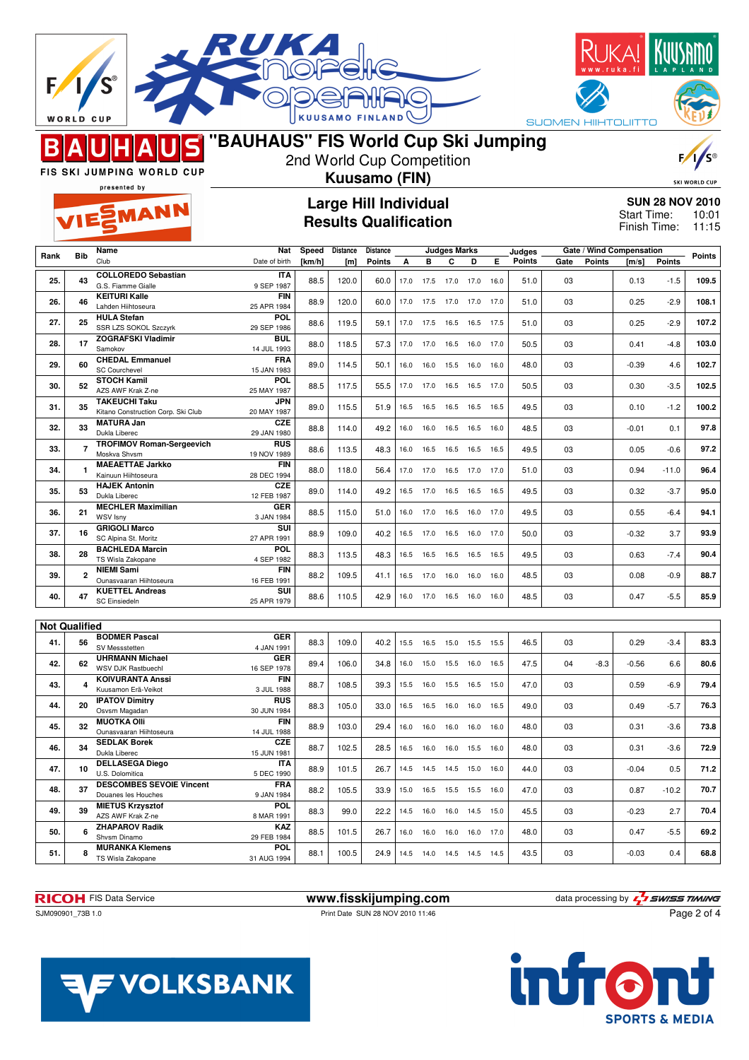# "BAUHAUS" FIS World Cup Ski Jumping

2nd World Cup Competition

**Kuusamo (FIN)**

## Large Hill Individual
## Results Qualification

**SUN 28 NOV 2010**
Start Time: 10:01
Finish Time: 11:15

| Rank | Bib | Name / Club | Nat / Date of birth | Speed [km/h] | Distance [m] | Distance Points | A | B | C | D | E | Judges Points | Gate | Gate Points | Wind [m/s] | Wind Points | Points |
|---|---|---|---|---|---|---|---|---|---|---|---|---|---|---|---|---|---|
| 25. | 43 | COLLOREDO Sebastian / G.S. Fiamme Gialle | ITA / 9 SEP 1987 | 88.5 | 120.0 | 60.0 | 17.0 | 17.5 | 17.0 | 17.0 | 16.0 | 51.0 | 03 | | 0.13 | -1.5 | 109.5 |
| 26. | 46 | KEITURI Kalle / Lahden Hiihtoseura | FIN / 25 APR 1984 | 88.9 | 120.0 | 60.0 | 17.0 | 17.5 | 17.0 | 17.0 | 17.0 | 51.0 | 03 | | 0.25 | -2.9 | 108.1 |
| 27. | 25 | HULA Stefan / SSR LZS SOKOL Szczyrk | POL / 29 SEP 1986 | 88.6 | 119.5 | 59.1 | 17.0 | 17.5 | 16.5 | 16.5 | 17.5 | 51.0 | 03 | | 0.25 | -2.9 | 107.2 |
| 28. | 17 | ZOGRAFSKI Vladimir / Samokov | BUL / 14 JUL 1993 | 88.0 | 118.5 | 57.3 | 17.0 | 17.0 | 16.5 | 16.0 | 17.0 | 50.5 | 03 | | 0.41 | -4.8 | 103.0 |
| 29. | 60 | CHEDAL Emmanuel / SC Courchevel | FRA / 15 JAN 1983 | 89.0 | 114.5 | 50.1 | 16.0 | 16.0 | 15.5 | 16.0 | 16.0 | 48.0 | 03 | | -0.39 | 4.6 | 102.7 |
| 30. | 52 | STOCH Kamil / AZS AWF Krak Z-ne | POL / 25 MAY 1987 | 88.5 | 117.5 | 55.5 | 17.0 | 17.0 | 16.5 | 16.5 | 17.0 | 50.5 | 03 | | 0.30 | -3.5 | 102.5 |
| 31. | 35 | TAKEUCHI Taku / Kitano Construction Corp. Ski Club | JPN / 20 MAY 1987 | 89.0 | 115.5 | 51.9 | 16.5 | 16.5 | 16.5 | 16.5 | 16.5 | 49.5 | 03 | | 0.10 | -1.2 | 100.2 |
| 32. | 33 | MATURA Jan / Dukla Liberec | CZE / 29 JAN 1980 | 88.8 | 114.0 | 49.2 | 16.0 | 16.0 | 16.5 | 16.5 | 16.0 | 48.5 | 03 | | -0.01 | 0.1 | 97.8 |
| 33. | 7 | TROFIMOV Roman-Sergeevich / Moskva Shvsm | RUS / 19 NOV 1989 | 88.6 | 113.5 | 48.3 | 16.0 | 16.5 | 16.5 | 16.5 | 16.5 | 49.5 | 03 | | 0.05 | -0.6 | 97.2 |
| 34. | 1 | MAEAETTAE Jarkko / Kainuun Hiihtoseura | FIN / 28 DEC 1994 | 88.0 | 118.0 | 56.4 | 17.0 | 17.0 | 16.5 | 17.0 | 17.0 | 51.0 | 03 | | 0.94 | -11.0 | 96.4 |
| 35. | 53 | HAJEK Antonin / Dukla Liberec | CZE / 12 FEB 1987 | 89.0 | 114.0 | 49.2 | 16.5 | 17.0 | 16.5 | 16.5 | 16.5 | 49.5 | 03 | | 0.32 | -3.7 | 95.0 |
| 36. | 21 | MECHLER Maximilian / WSV Isny | GER / 3 JAN 1984 | 88.5 | 115.0 | 51.0 | 16.0 | 17.0 | 16.5 | 16.0 | 17.0 | 49.5 | 03 | | 0.55 | -6.4 | 94.1 |
| 37. | 16 | GRIGOLI Marco / SC Alpina St. Moritz | SUI / 27 APR 1991 | 88.9 | 109.0 | 40.2 | 16.5 | 17.0 | 16.5 | 16.0 | 17.0 | 50.0 | 03 | | -0.32 | 3.7 | 93.9 |
| 38. | 28 | BACHLEDA Marcin / TS Wisla Zakopane | POL / 4 SEP 1982 | 88.3 | 113.5 | 48.3 | 16.5 | 16.5 | 16.5 | 16.5 | 16.5 | 49.5 | 03 | | 0.63 | -7.4 | 90.4 |
| 39. | 2 | NIEMI Sami / Ounasvaaran Hiihtoseura | FIN / 16 FEB 1991 | 88.2 | 109.5 | 41.1 | 16.5 | 17.0 | 16.0 | 16.0 | 16.0 | 48.5 | 03 | | 0.08 | -0.9 | 88.7 |
| 40. | 47 | KUETTEL Andreas / SC Einsiedeln | SUI / 25 APR 1979 | 88.6 | 110.5 | 42.9 | 16.0 | 17.0 | 16.5 | 16.0 | 16.0 | 48.5 | 03 | | 0.47 | -5.5 | 85.9 |

**Not Qualified**

| Rank | Bib | Name / Club | Nat / Date of birth | Speed [km/h] | Distance [m] | Distance Points | A | B | C | D | E | Judges Points | Gate | Gate Points | Wind [m/s] | Wind Points | Points |
|---|---|---|---|---|---|---|---|---|---|---|---|---|---|---|---|---|---|
| 41. | 56 | BODMER Pascal / SV Messstetten | GER / 4 JAN 1991 | 88.3 | 109.0 | 40.2 | 15.5 | 16.5 | 15.0 | 15.5 | 15.5 | 46.5 | 03 | | 0.29 | -3.4 | 83.3 |
| 42. | 62 | UHRMANN Michael / WSV DJK Rastbuechl | GER / 16 SEP 1978 | 89.4 | 106.0 | 34.8 | 16.0 | 15.0 | 15.5 | 16.0 | 16.5 | 47.5 | 04 | -8.3 | -0.56 | 6.6 | 80.6 |
| 43. | 4 | KOIVURANTA Anssi / Kuusamon Erä-Veikot | FIN / 3 JUL 1988 | 88.7 | 108.5 | 39.3 | 15.5 | 16.0 | 15.5 | 16.5 | 15.0 | 47.0 | 03 | | 0.59 | -6.9 | 79.4 |
| 44. | 20 | IPATOV Dimitry / Osvsm Magadan | RUS / 30 JUN 1984 | 88.3 | 105.0 | 33.0 | 16.5 | 16.5 | 16.0 | 16.0 | 16.5 | 49.0 | 03 | | 0.49 | -5.7 | 76.3 |
| 45. | 32 | MUOTKA Olli / Ounasvaaran Hiihtoseura | FIN / 14 JUL 1988 | 88.9 | 103.0 | 29.4 | 16.0 | 16.0 | 16.0 | 16.0 | 16.0 | 48.0 | 03 | | 0.31 | -3.6 | 73.8 |
| 46. | 34 | SEDLAK Borek / Dukla Liberec | CZE / 15 JUN 1981 | 88.7 | 102.5 | 28.5 | 16.5 | 16.0 | 16.0 | 15.5 | 16.0 | 48.0 | 03 | | 0.31 | -3.6 | 72.9 |
| 47. | 10 | DELLASEGA Diego / U.S. Dolomitica | ITA / 5 DEC 1990 | 88.9 | 101.5 | 26.7 | 14.5 | 14.5 | 14.5 | 15.0 | 16.0 | 44.0 | 03 | | -0.04 | 0.5 | 71.2 |
| 48. | 37 | DESCOMBES SEVOIE Vincent / Douanes les Houches | FRA / 9 JAN 1984 | 88.2 | 105.5 | 33.9 | 15.0 | 16.5 | 15.5 | 15.5 | 16.0 | 47.0 | 03 | | 0.87 | -10.2 | 70.7 |
| 49. | 39 | MIETUS Krzysztof / AZS AWF Krak Z-ne | POL / 8 MAR 1991 | 88.3 | 99.0 | 22.2 | 14.5 | 16.0 | 16.0 | 14.5 | 15.0 | 45.5 | 03 | | -0.23 | 2.7 | 70.4 |
| 50. | 6 | ZHAPAROV Radik / Shvsm Dinamo | KAZ / 29 FEB 1984 | 88.5 | 101.5 | 26.7 | 16.0 | 16.0 | 16.0 | 16.0 | 17.0 | 48.0 | 03 | | 0.47 | -5.5 | 69.2 |
| 51. | 8 | MURANKA Klemens / TS Wisla Zakopane | POL / 31 AUG 1994 | 88.1 | 100.5 | 24.9 | 14.5 | 14.0 | 14.5 | 14.5 | 14.5 | 43.5 | 03 | | -0.03 | 0.4 | 68.8 |

RICOH FIS Data Service — www.fisskijumping.com — data processing by SWISS TIMING

SJM090901_73B 1.0 — Print Date SUN 28 NOV 2010 11:46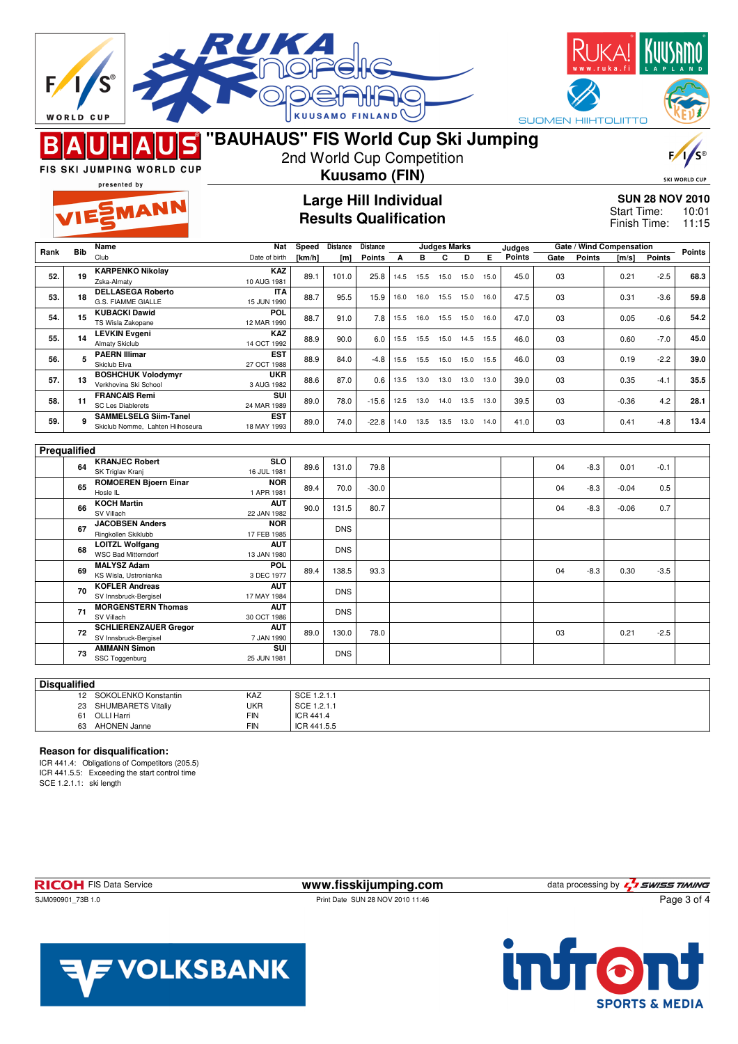# "BAUHAUS" FIS World Cup Ski Jumping

2nd World Cup Competition

**Kuusamo (FIN)**

## Large Hill Individual
## Results Qualification

**SUN 28 NOV 2010**
Start Time: 10:01
Finish Time: 11:15

| Rank | Bib | Name / Club | Nat / Date of birth | Speed [km/h] | Distance [m] | Distance Points | A | B | C | D | E | Judges Points | Gate | Gate Points | Wind [m/s] | Wind Points | Points |
|---|---|---|---|---|---|---|---|---|---|---|---|---|---|---|---|---|---|
| 52. | 19 | KARPENKO Nikolay / Zska-Almaty | KAZ / 10 AUG 1981 | 89.1 | 101.0 | 25.8 | 14.5 | 15.5 | 15.0 | 15.0 | 15.0 | 45.0 | 03 | | 0.21 | -2.5 | 68.3 |
| 53. | 18 | DELLASEGA Roberto / G.S. FIAMME GIALLE | ITA / 15 JUN 1990 | 88.7 | 95.5 | 15.9 | 16.0 | 16.0 | 15.5 | 15.0 | 16.0 | 47.5 | 03 | | 0.31 | -3.6 | 59.8 |
| 54. | 15 | KUBACKI Dawid / TS Wisla Zakopane | POL / 12 MAR 1990 | 88.7 | 91.0 | 7.8 | 15.5 | 16.0 | 15.5 | 15.0 | 16.0 | 47.0 | 03 | | 0.05 | -0.6 | 54.2 |
| 55. | 14 | LEVKIN Evgeni / Almaty Skiclub | KAZ / 14 OCT 1992 | 88.9 | 90.0 | 6.0 | 15.5 | 15.5 | 15.0 | 14.5 | 15.5 | 46.0 | 03 | | 0.60 | -7.0 | 45.0 |
| 56. | 5 | PAERN Illimar / Skiclub Elva | EST / 27 OCT 1988 | 88.9 | 84.0 | -4.8 | 15.5 | 15.5 | 15.0 | 15.0 | 15.5 | 46.0 | 03 | | 0.19 | -2.2 | 39.0 |
| 57. | 13 | BOSHCHUK Volodymyr / Verkhovina Ski School | UKR / 3 AUG 1982 | 88.6 | 87.0 | 0.6 | 13.5 | 13.0 | 13.0 | 13.0 | 13.0 | 39.0 | 03 | | 0.35 | -4.1 | 35.5 |
| 58. | 11 | FRANCAIS Remi / SC Les Diablerets | SUI / 24 MAR 1989 | 89.0 | 78.0 | -15.6 | 12.5 | 13.0 | 14.0 | 13.5 | 13.0 | 39.5 | 03 | | -0.36 | 4.2 | 28.1 |
| 59. | 9 | SAMMELSELG Siim-Tanel / Skiclub Nomme, Lahten Hiihoseura | EST / 18 MAY 1993 | 89.0 | 74.0 | -22.8 | 14.0 | 13.5 | 13.5 | 13.0 | 14.0 | 41.0 | 03 | | 0.41 | -4.8 | 13.4 |

### Prequalified

| Rank | Bib | Name / Club | Nat / Date of birth | Speed [km/h] | Distance [m] | Distance Points | A | B | C | D | E | Judges Points | Gate | Gate Points | Wind [m/s] | Wind Points | Points |
|---|---|---|---|---|---|---|---|---|---|---|---|---|---|---|---|---|---|
| | 64 | KRANJEC Robert / SK Triglav Kranj | SLO / 16 JUL 1981 | 89.6 | 131.0 | 79.8 | | | | | | | 04 | -8.3 | 0.01 | -0.1 | |
| | 65 | ROMOEREN Bjoern Einar / Hosle IL | NOR / 1 APR 1981 | 89.4 | 70.0 | -30.0 | | | | | | | 04 | -8.3 | -0.04 | 0.5 | |
| | 66 | KOCH Martin / SV Villach | AUT / 22 JAN 1982 | 90.0 | 131.5 | 80.7 | | | | | | | 04 | -8.3 | -0.06 | 0.7 | |
| | 67 | JACOBSEN Anders / Ringkollen Skiklubb | NOR / 17 FEB 1985 | | DNS | | | | | | | | | | | | |
| | 68 | LOITZL Wolfgang / WSC Bad Mitterndorf | AUT / 13 JAN 1980 | | DNS | | | | | | | | | | | | |
| | 69 | MALYSZ Adam / KS Wisla, Ustronianka | POL / 3 DEC 1977 | 89.4 | 138.5 | 93.3 | | | | | | | 04 | -8.3 | 0.30 | -3.5 | |
| | 70 | KOFLER Andreas / SV Innsbruck-Bergisel | AUT / 17 MAY 1984 | | DNS | | | | | | | | | | | | |
| | 71 | MORGENSTERN Thomas / SV Villach | AUT / 30 OCT 1986 | | DNS | | | | | | | | | | | | |
| | 72 | SCHLIERENZAUER Gregor / SV Innsbruck-Bergisel | AUT / 7 JAN 1990 | 89.0 | 130.0 | 78.0 | | | | | | | 03 | | 0.21 | -2.5 | |
| | 73 | AMMANN Simon / SSC Toggenburg | SUI / 25 JUN 1981 | | DNS | | | | | | | | | | | | |

### Disqualified

| Bib | Name | Nat | Reason |
|---|---|---|---|
| 12 | SOKOLENKO Konstantin | KAZ | SCE 1.2.1.1 |
| 23 | SHUMBARETS Vitaliy | UKR | SCE 1.2.1.1 |
| 61 | OLLI Harri | FIN | ICR 441.4 |
| 63 | AHONEN Janne | FIN | ICR 441.5.5 |

**Reason for disqualification:**

ICR 441.4: Obligations of Competitors (205.5)
ICR 441.5.5: Exceeding the start control time
SCE 1.2.1.1: ski length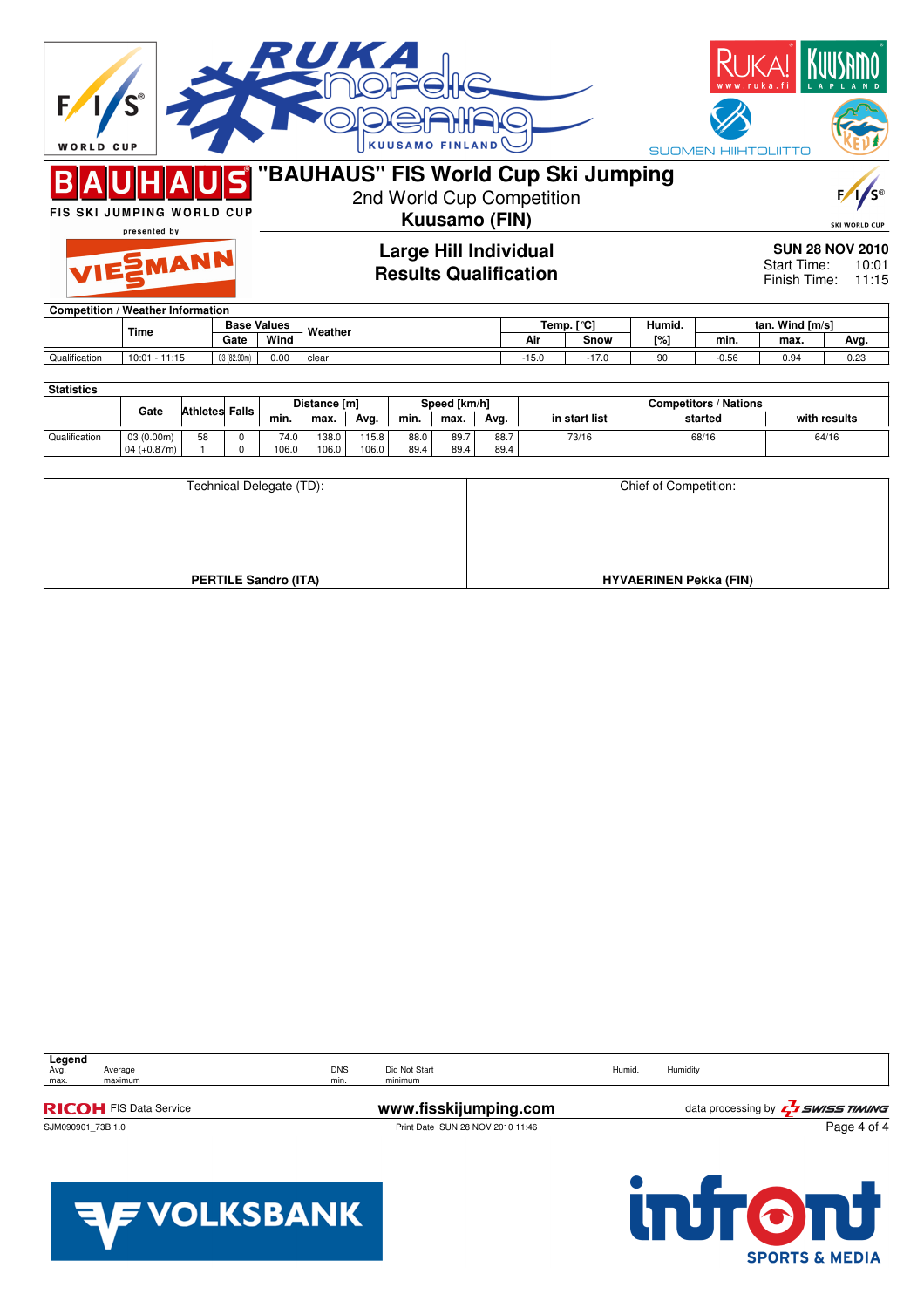# "BAUHAUS" FIS World Cup Ski Jumping

2nd World Cup Competition

**Kuusamo (FIN)**

## Large Hill Individual
## Results Qualification

**SUN 28 NOV 2010**
Start Time: 10:01
Finish Time: 11:15

**Competition / Weather Information**

| | Time | Base Values | | Weather | Temp. [°C] | | Humid. | tan. Wind [m/s] | | |
|---|---|---|---|---|---|---|---|---|---|---|
| | | Gate | Wind | | Air | Snow | [%] | min. | max. | Avg. |
| Qualification | 10:01 - 11:15 | 03 (82.90m) | 0.00 | clear | -15.0 | -17.0 | 90 | -0.56 | 0.94 | 0.23 |

**Statistics**

| | Gate | Athletes | Falls | Distance [m] | | | Speed [km/h] | | | Competitors / Nations | | |
|---|---|---|---|---|---|---|---|---|---|---|---|---|
| | | | | min. | max. | Avg. | min. | max. | Avg. | in start list | started | with results |
| Qualification | 03 (0.00m) | 58 | 0 | 74.0 | 138.0 | 115.8 | 88.0 | 89.7 | 88.7 | 73/16 | 68/16 | 64/16 |
| | 04 (+0.87m) | 1 | 0 | 106.0 | 106.0 | 106.0 | 89.4 | 89.4 | 89.4 | | | |

| Technical Delegate (TD): | Chief of Competition: |
|---|---|
| **PERTILE Sandro (ITA)** | **HYVAERINEN Pekka (FIN)** |

**Legend**

| | | | | | |
|---|---|---|---|---|---|
| Avg. | Average | DNS | Did Not Start | Humid. | Humidity |
| max. | maximum | min. | minimum | | |

RICOH FIS Data Service — www.fisskijumping.com — data processing by SWISS TIMING

SJM090901_73B 1.0 — Print Date SUN 28 NOV 2010 11:46